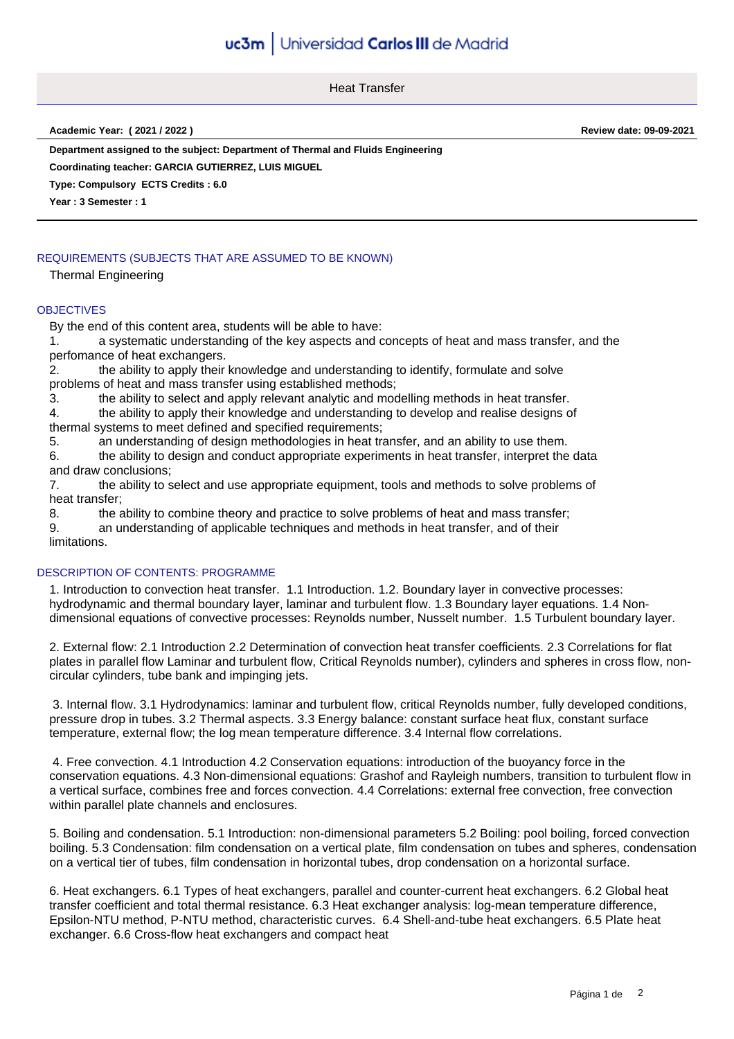# Heat Transfer

**Academic Year: ( 2021 / 2022 )** **Review date: 09-09-2021**

**Department assigned to the subject: Department of Thermal and Fluids Engineering**

**Coordinating teacher: GARCIA GUTIERREZ, LUIS MIGUEL**

**Type: Compulsory ECTS Credits : 6.0**

**Year : 3 Semester : 1**

## REQUIREMENTS (SUBJECTS THAT ARE ASSUMED TO BE KNOWN)

Thermal Engineering

## OBJECTIVES

By the end of this content area, students will be able to have:

1. a systematic understanding of the key aspects and concepts of heat and mass transfer, and the perfomance of heat exchangers.
2. the ability to apply their knowledge and understanding to identify, formulate and solve problems of heat and mass transfer using established methods;
3. the ability to select and apply relevant analytic and modelling methods in heat transfer.
4. the ability to apply their knowledge and understanding to develop and realise designs of thermal systems to meet defined and specified requirements;
5. an understanding of design methodologies in heat transfer, and an ability to use them.
6. the ability to design and conduct appropriate experiments in heat transfer, interpret the data and draw conclusions;
7. the ability to select and use appropriate equipment, tools and methods to solve problems of heat transfer;
8. the ability to combine theory and practice to solve problems of heat and mass transfer;
9. an understanding of applicable techniques and methods in heat transfer, and of their limitations.

## DESCRIPTION OF CONTENTS: PROGRAMME

1. Introduction to convection heat transfer. 1.1 Introduction. 1.2. Boundary layer in convective processes: hydrodynamic and thermal boundary layer, laminar and turbulent flow. 1.3 Boundary layer equations. 1.4 Non-dimensional equations of convective processes: Reynolds number, Nusselt number. 1.5 Turbulent boundary layer.

2. External flow: 2.1 Introduction 2.2 Determination of convection heat transfer coefficients. 2.3 Correlations for flat plates in parallel flow Laminar and turbulent flow, Critical Reynolds number), cylinders and spheres in cross flow, non-circular cylinders, tube bank and impinging jets.

3. Internal flow. 3.1 Hydrodynamics: laminar and turbulent flow, critical Reynolds number, fully developed conditions, pressure drop in tubes. 3.2 Thermal aspects. 3.3 Energy balance: constant surface heat flux, constant surface temperature, external flow; the log mean temperature difference. 3.4 Internal flow correlations.

4. Free convection. 4.1 Introduction 4.2 Conservation equations: introduction of the buoyancy force in the conservation equations. 4.3 Non-dimensional equations: Grashof and Rayleigh numbers, transition to turbulent flow in a vertical surface, combines free and forces convection. 4.4 Correlations: external free convection, free convection within parallel plate channels and enclosures.

5. Boiling and condensation. 5.1 Introduction: non-dimensional parameters 5.2 Boiling: pool boiling, forced convection boiling. 5.3 Condensation: film condensation on a vertical plate, film condensation on tubes and spheres, condensation on a vertical tier of tubes, film condensation in horizontal tubes, drop condensation on a horizontal surface.

6. Heat exchangers. 6.1 Types of heat exchangers, parallel and counter-current heat exchangers. 6.2 Global heat transfer coefficient and total thermal resistance. 6.3 Heat exchanger analysis: log-mean temperature difference, Epsilon-NTU method, P-NTU method, characteristic curves. 6.4 Shell-and-tube heat exchangers. 6.5 Plate heat exchanger. 6.6 Cross-flow heat exchangers and compact heat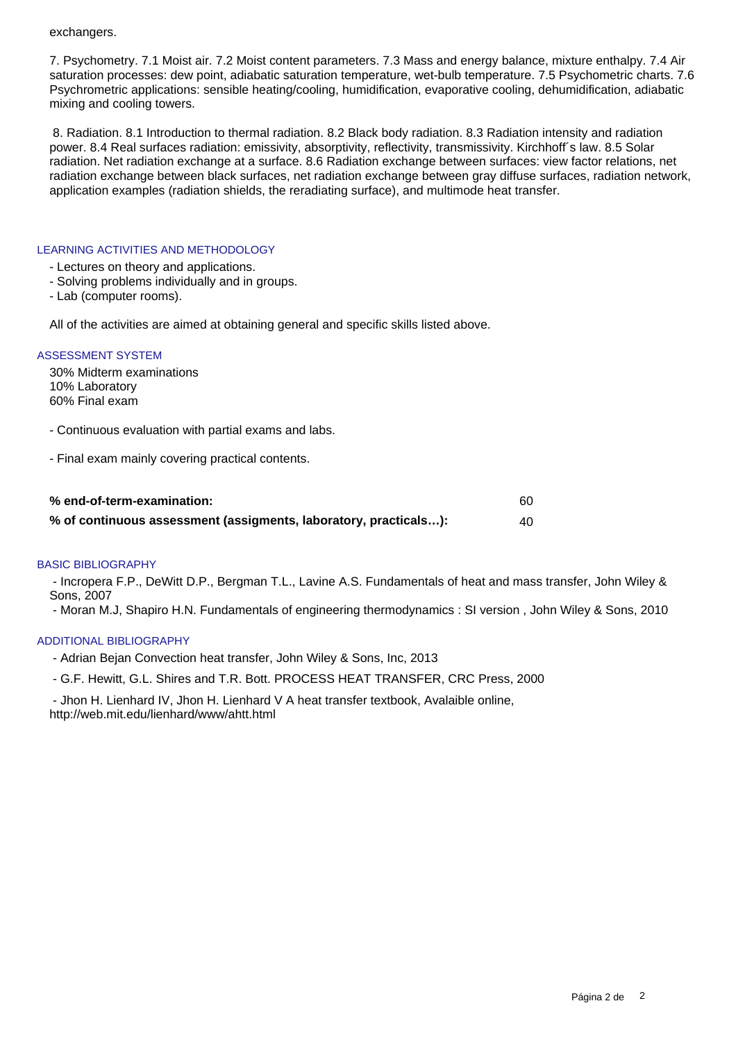exchangers.

7. Psychometry. 7.1 Moist air. 7.2 Moist content parameters. 7.3 Mass and energy balance, mixture enthalpy. 7.4 Air saturation processes: dew point, adiabatic saturation temperature, wet-bulb temperature. 7.5 Psychometric charts. 7.6 Psychrometric applications: sensible heating/cooling, humidification, evaporative cooling, dehumidification, adiabatic mixing and cooling towers.

8. Radiation. 8.1 Introduction to thermal radiation. 8.2 Black body radiation. 8.3 Radiation intensity and radiation power. 8.4 Real surfaces radiation: emissivity, absorptivity, reflectivity, transmissivity. Kirchhoff´s law. 8.5 Solar radiation. Net radiation exchange at a surface. 8.6 Radiation exchange between surfaces: view factor relations, net radiation exchange between black surfaces, net radiation exchange between gray diffuse surfaces, radiation network, application examples (radiation shields, the reradiating surface), and multimode heat transfer.

## LEARNING ACTIVITIES AND METHODOLOGY

- Lectures on theory and applications.
- Solving problems individually and in groups.
- Lab (computer rooms).

All of the activities are aimed at obtaining general and specific skills listed above.

## ASSESSMENT SYSTEM

30% Midterm examinations
10% Laboratory
60% Final exam

- Continuous evaluation with partial exams and labs.

- Final exam mainly covering practical contents.

| | |
|---|---|
| **% end-of-term-examination:** | 60 |
| **% of continuous assessment (assigments, laboratory, practicals…):** | 40 |

## BASIC BIBLIOGRAPHY

- Incropera F.P., DeWitt D.P., Bergman T.L., Lavine A.S. Fundamentals of heat and mass transfer, John Wiley & Sons, 2007
- Moran M.J, Shapiro H.N. Fundamentals of engineering thermodynamics : SI version , John Wiley & Sons, 2010

## ADDITIONAL BIBLIOGRAPHY

- Adrian Bejan Convection heat transfer, John Wiley & Sons, Inc, 2013
- G.F. Hewitt, G.L. Shires and T.R. Bott. PROCESS HEAT TRANSFER, CRC Press, 2000
- Jhon H. Lienhard IV, Jhon H. Lienhard V A heat transfer textbook, Avalaible online, http://web.mit.edu/lienhard/www/ahtt.html